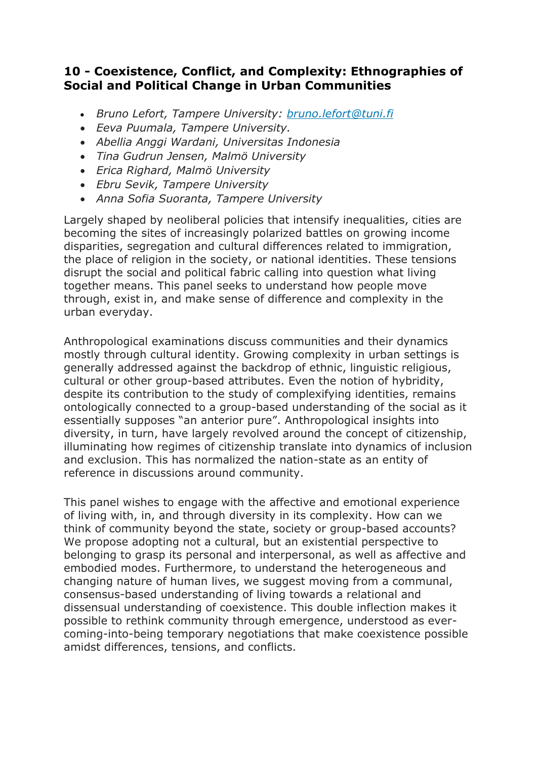## 10 - Coexistence, Conflict, and Complexity: Ethnographies of Social and Political Change in Urban Communities

- *Bruno Lefort, Tampere University: [bruno.lefort@tuni.fi](mailto:bruno.lefort@tuni.fi)*
- *Eeva Puumala, Tampere University.*
- *Abellia Anggi Wardani, Universitas Indonesia*
- *Tina Gudrun Jensen, Malmö University*
- *Erica Righard, Malmö University*
- *Ebru Sevik, Tampere University*
- *Anna Sofia Suoranta, Tampere University*

Largely shaped by neoliberal policies that intensify inequalities, cities are becoming the sites of increasingly polarized battles on growing income disparities, segregation and cultural differences related to immigration, the place of religion in the society, or national identities. These tensions disrupt the social and political fabric calling into question what living together means. This panel seeks to understand how people move through, exist in, and make sense of difference and complexity in the urban everyday.

Anthropological examinations discuss communities and their dynamics mostly through cultural identity. Growing complexity in urban settings is generally addressed against the backdrop of ethnic, linguistic religious, cultural or other group-based attributes. Even the notion of hybridity, despite its contribution to the study of complexifying identities, remains ontologically connected to a group-based understanding of the social as it essentially supposes "an anterior pure". Anthropological insights into diversity, in turn, have largely revolved around the concept of citizenship, illuminating how regimes of citizenship translate into dynamics of inclusion and exclusion. This has normalized the nation-state as an entity of reference in discussions around community.

This panel wishes to engage with the affective and emotional experience of living with, in, and through diversity in its complexity. How can we think of community beyond the state, society or group-based accounts? We propose adopting not a cultural, but an existential perspective to belonging to grasp its personal and interpersonal, as well as affective and embodied modes. Furthermore, to understand the heterogeneous and changing nature of human lives, we suggest moving from a communal, consensus-based understanding of living towards a relational and dissensual understanding of coexistence. This double inflection makes it possible to rethink community through emergence, understood as ever-coming-into-being temporary negotiations that make coexistence possible amidst differences, tensions, and conflicts.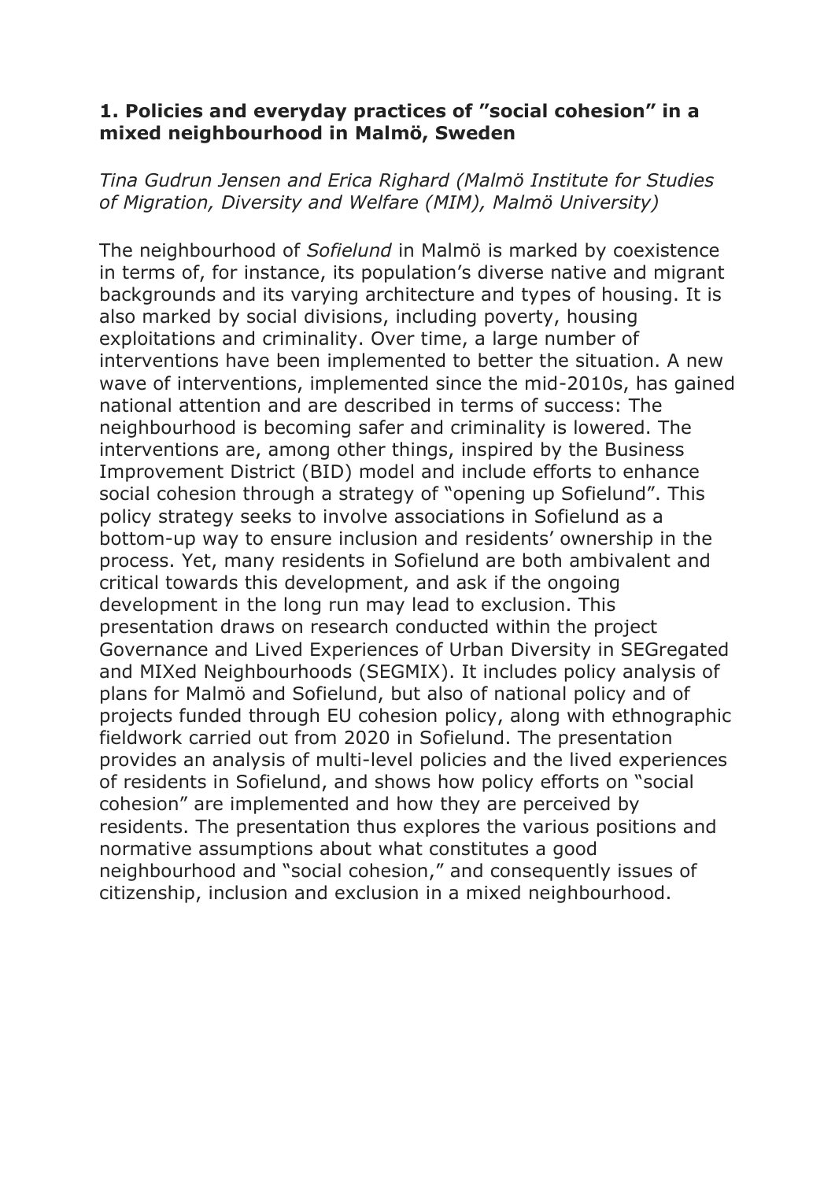### 1. Policies and everyday practices of ”social cohesion” in a mixed neighbourhood in Malmö, Sweden

*Tina Gudrun Jensen and Erica Righard (Malmö Institute for Studies of Migration, Diversity and Welfare (MIM), Malmö University)*

The neighbourhood of *Sofielund* in Malmö is marked by coexistence in terms of, for instance, its population’s diverse native and migrant backgrounds and its varying architecture and types of housing. It is also marked by social divisions, including poverty, housing exploitations and criminality. Over time, a large number of interventions have been implemented to better the situation. A new wave of interventions, implemented since the mid-2010s, has gained national attention and are described in terms of success: The neighbourhood is becoming safer and criminality is lowered. The interventions are, among other things, inspired by the Business Improvement District (BID) model and include efforts to enhance social cohesion through a strategy of “opening up Sofielund”. This policy strategy seeks to involve associations in Sofielund as a bottom-up way to ensure inclusion and residents’ ownership in the process. Yet, many residents in Sofielund are both ambivalent and critical towards this development, and ask if the ongoing development in the long run may lead to exclusion. This presentation draws on research conducted within the project Governance and Lived Experiences of Urban Diversity in SEGregated and MIXed Neighbourhoods (SEGMIX). It includes policy analysis of plans for Malmö and Sofielund, but also of national policy and of projects funded through EU cohesion policy, along with ethnographic fieldwork carried out from 2020 in Sofielund. The presentation provides an analysis of multi-level policies and the lived experiences of residents in Sofielund, and shows how policy efforts on “social cohesion” are implemented and how they are perceived by residents. The presentation thus explores the various positions and normative assumptions about what constitutes a good neighbourhood and “social cohesion,” and consequently issues of citizenship, inclusion and exclusion in a mixed neighbourhood.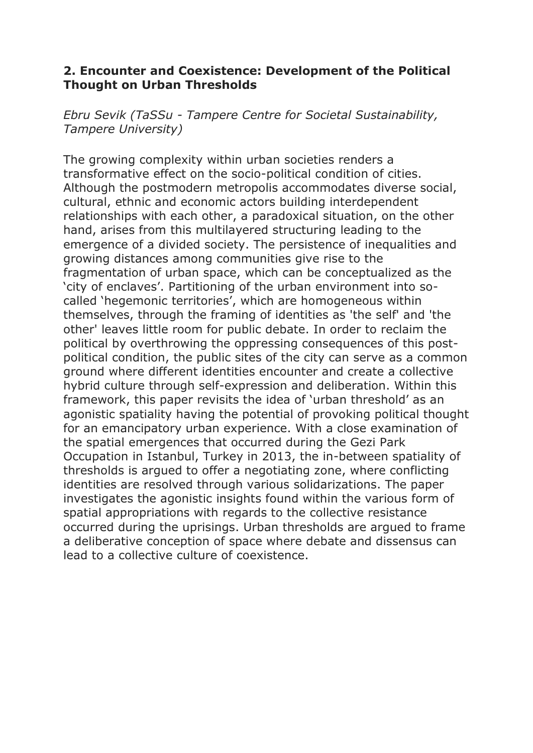## 2. Encounter and Coexistence: Development of the Political Thought on Urban Thresholds

*Ebru Sevik (TaSSu - Tampere Centre for Societal Sustainability, Tampere University)*

The growing complexity within urban societies renders a transformative effect on the socio-political condition of cities. Although the postmodern metropolis accommodates diverse social, cultural, ethnic and economic actors building interdependent relationships with each other, a paradoxical situation, on the other hand, arises from this multilayered structuring leading to the emergence of a divided society. The persistence of inequalities and growing distances among communities give rise to the fragmentation of urban space, which can be conceptualized as the 'city of enclaves'. Partitioning of the urban environment into so-called 'hegemonic territories', which are homogeneous within themselves, through the framing of identities as 'the self' and 'the other' leaves little room for public debate. In order to reclaim the political by overthrowing the oppressing consequences of this post-political condition, the public sites of the city can serve as a common ground where different identities encounter and create a collective hybrid culture through self-expression and deliberation. Within this framework, this paper revisits the idea of 'urban threshold' as an agonistic spatiality having the potential of provoking political thought for an emancipatory urban experience. With a close examination of the spatial emergences that occurred during the Gezi Park Occupation in Istanbul, Turkey in 2013, the in-between spatiality of thresholds is argued to offer a negotiating zone, where conflicting identities are resolved through various solidarizations. The paper investigates the agonistic insights found within the various form of spatial appropriations with regards to the collective resistance occurred during the uprisings. Urban thresholds are argued to frame a deliberative conception of space where debate and dissensus can lead to a collective culture of coexistence.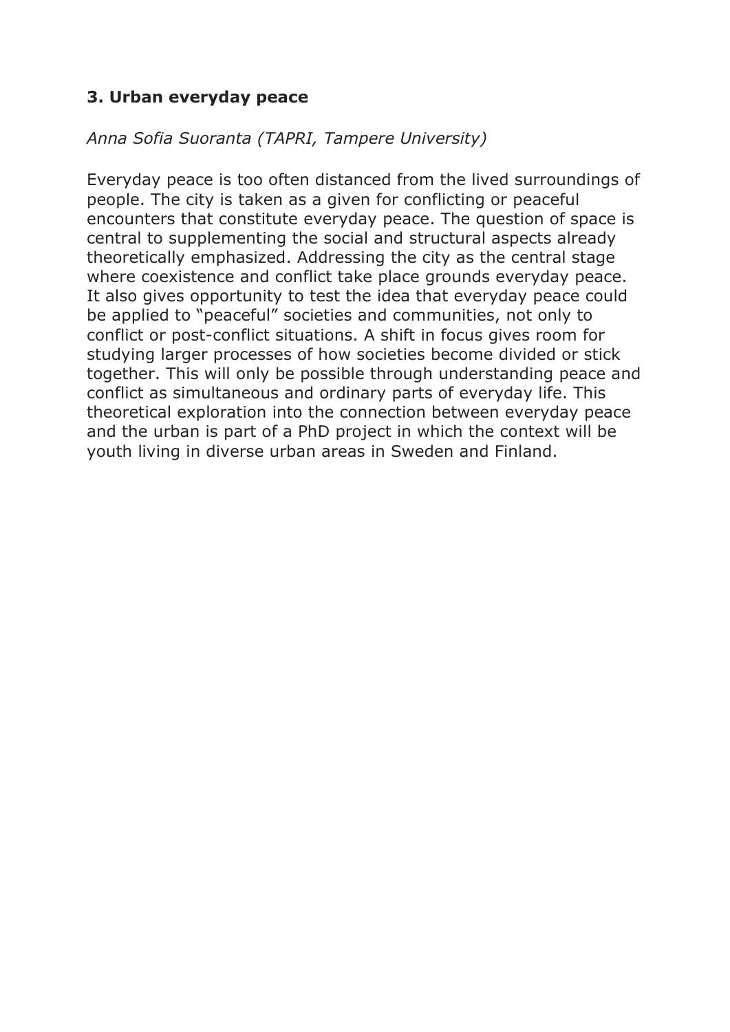### 3. Urban everyday peace

*Anna Sofia Suoranta (TAPRI, Tampere University)*

Everyday peace is too often distanced from the lived surroundings of people. The city is taken as a given for conflicting or peaceful encounters that constitute everyday peace. The question of space is central to supplementing the social and structural aspects already theoretically emphasized. Addressing the city as the central stage where coexistence and conflict take place grounds everyday peace. It also gives opportunity to test the idea that everyday peace could be applied to "peaceful" societies and communities, not only to conflict or post-conflict situations. A shift in focus gives room for studying larger processes of how societies become divided or stick together. This will only be possible through understanding peace and conflict as simultaneous and ordinary parts of everyday life. This theoretical exploration into the connection between everyday peace and the urban is part of a PhD project in which the context will be youth living in diverse urban areas in Sweden and Finland.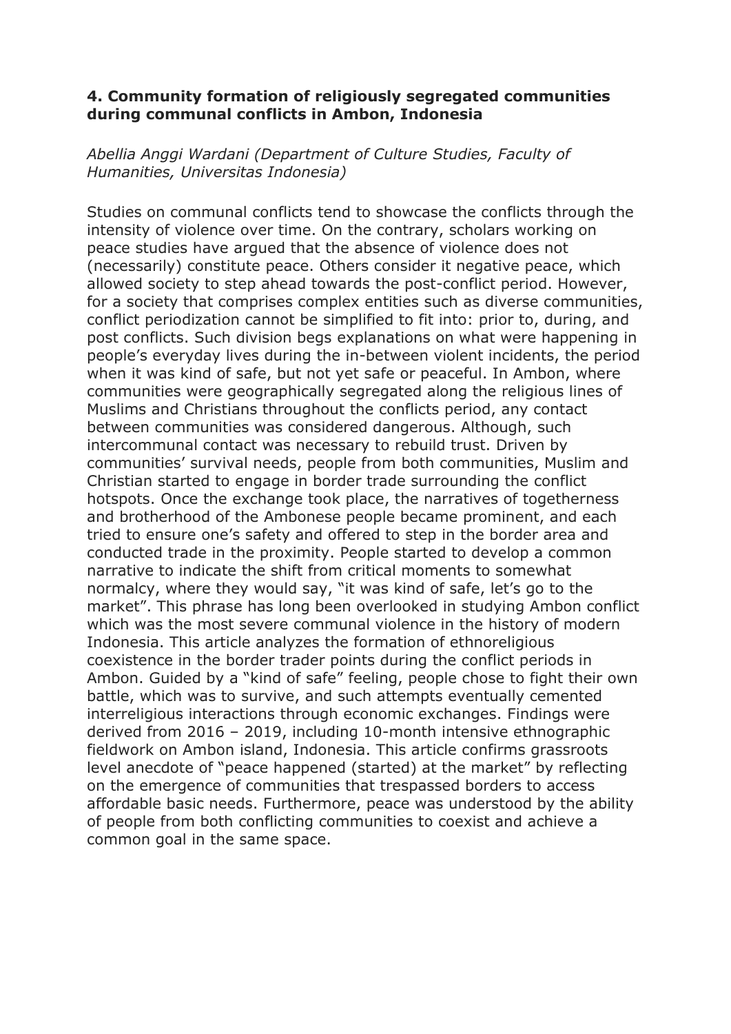## 4. Community formation of religiously segregated communities during communal conflicts in Ambon, Indonesia

*Abellia Anggi Wardani (Department of Culture Studies, Faculty of Humanities, Universitas Indonesia)*

Studies on communal conflicts tend to showcase the conflicts through the intensity of violence over time. On the contrary, scholars working on peace studies have argued that the absence of violence does not (necessarily) constitute peace. Others consider it negative peace, which allowed society to step ahead towards the post-conflict period. However, for a society that comprises complex entities such as diverse communities, conflict periodization cannot be simplified to fit into: prior to, during, and post conflicts. Such division begs explanations on what were happening in people's everyday lives during the in-between violent incidents, the period when it was kind of safe, but not yet safe or peaceful. In Ambon, where communities were geographically segregated along the religious lines of Muslims and Christians throughout the conflicts period, any contact between communities was considered dangerous. Although, such intercommunal contact was necessary to rebuild trust. Driven by communities' survival needs, people from both communities, Muslim and Christian started to engage in border trade surrounding the conflict hotspots. Once the exchange took place, the narratives of togetherness and brotherhood of the Ambonese people became prominent, and each tried to ensure one's safety and offered to step in the border area and conducted trade in the proximity. People started to develop a common narrative to indicate the shift from critical moments to somewhat normalcy, where they would say, "it was kind of safe, let's go to the market". This phrase has long been overlooked in studying Ambon conflict which was the most severe communal violence in the history of modern Indonesia. This article analyzes the formation of ethnoreligious coexistence in the border trader points during the conflict periods in Ambon. Guided by a "kind of safe" feeling, people chose to fight their own battle, which was to survive, and such attempts eventually cemented interreligious interactions through economic exchanges. Findings were derived from 2016 – 2019, including 10-month intensive ethnographic fieldwork on Ambon island, Indonesia. This article confirms grassroots level anecdote of "peace happened (started) at the market" by reflecting on the emergence of communities that trespassed borders to access affordable basic needs. Furthermore, peace was understood by the ability of people from both conflicting communities to coexist and achieve a common goal in the same space.